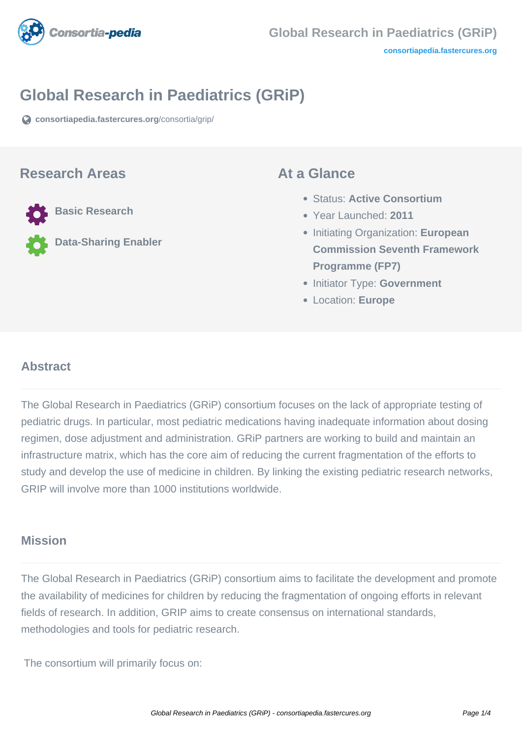# Global Research in Paediatrics (GRiP)

consortiapedia.fastercures.org/consortia/grip/

## Research Areas

- Basic Research
- Data-Sharing Enabler

## At a Glance

- Status: **Active Consortium**
- Year Launched: **2011**
- Initiating Organization: **European Commission Seventh Framework Programme (FP7)**
- Initiator Type: **Government**
- Location: **Europe**

### Abstract

The Global Research in Paediatrics (GRiP) consortium focuses on the lack of appropriate testing of pediatric drugs. In particular, most pediatric medications having inadequate information about dosing regimen, dose adjustment and administration. GRiP partners are working to build and maintain an infrastructure matrix, which has the core aim of reducing the current fragmentation of the efforts to study and develop the use of medicine in children. By linking the existing pediatric research networks, GRIP will involve more than 1000 institutions worldwide.

### Mission

The Global Research in Paediatrics (GRiP) consortium aims to facilitate the development and promote the availability of medicines for children by reducing the fragmentation of ongoing efforts in relevant fields of research. In addition, GRIP aims to create consensus on international standards, methodologies and tools for pediatric research.

The consortium will primarily focus on: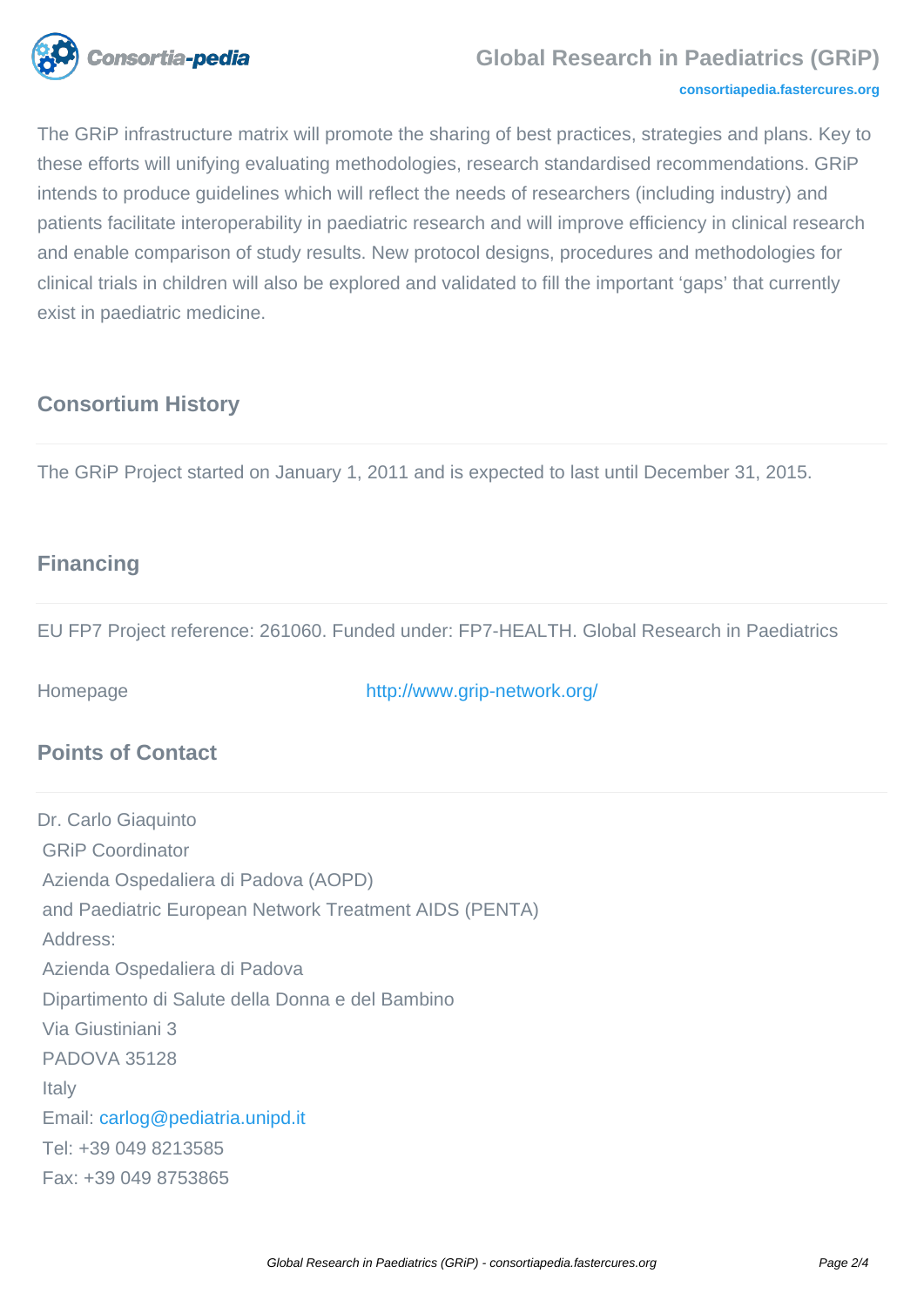The GRiP infrastructure matrix will promote the sharing of best practices, strategies and plans. Key to these efforts will unifying evaluating methodologies, research standardised recommendations. GRiP intends to produce guidelines which will reflect the needs of researchers (including industry) and patients facilitate interoperability in paediatric research and will improve efficiency in clinical research and enable comparison of study results. New protocol designs, procedures and methodologies for clinical trials in children will also be explored and validated to fill the important 'gaps' that currently exist in paediatric medicine.

## Consortium History

The GRiP Project started on January 1, 2011 and is expected to last until December 31, 2015.

## Financing

EU FP7 Project reference: 261060. Funded under: FP7-HEALTH. Global Research in Paediatrics

Homepage http://www.grip-network.org/

## Points of Contact

Dr. Carlo Giaquinto
GRiP Coordinator
Azienda Ospedaliera di Padova (AOPD)
and Paediatric European Network Treatment AIDS (PENTA)
Address:
Azienda Ospedaliera di Padova
Dipartimento di Salute della Donna e del Bambino
Via Giustiniani 3
PADOVA 35128
Italy
Email: carlog@pediatria.unipd.it
Tel: +39 049 8213585
Fax: +39 049 8753865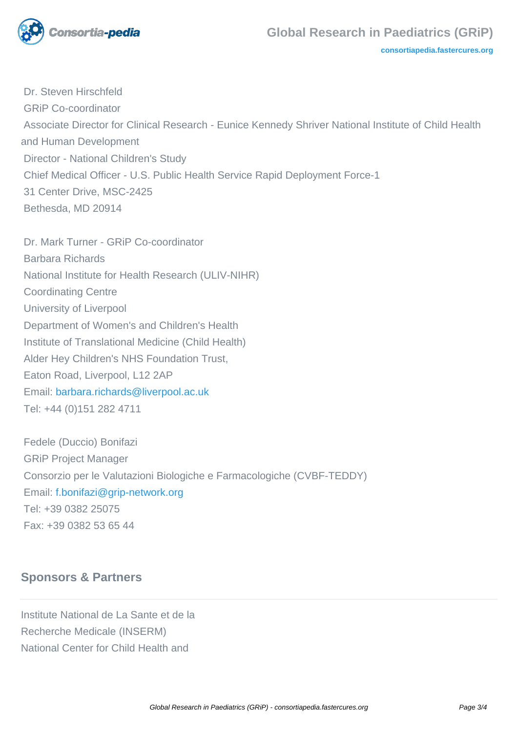Dr. Steven Hirschfeld
GRiP Co-coordinator
Associate Director for Clinical Research - Eunice Kennedy Shriver National Institute of Child Health and Human Development
Director - National Children's Study
Chief Medical Officer - U.S. Public Health Service Rapid Deployment Force-1
31 Center Drive, MSC-2425
Bethesda, MD 20914

Dr. Mark Turner - GRiP Co-coordinator
Barbara Richards
National Institute for Health Research (ULIV-NIHR)
Coordinating Centre
University of Liverpool
Department of Women's and Children's Health
Institute of Translational Medicine (Child Health)
Alder Hey Children's NHS Foundation Trust,
Eaton Road, Liverpool, L12 2AP
Email: barbara.richards@liverpool.ac.uk
Tel: +44 (0)151 282 4711

Fedele (Duccio) Bonifazi
GRiP Project Manager
Consorzio per le Valutazioni Biologiche e Farmacologiche (CVBF-TEDDY)
Email: f.bonifazi@grip-network.org
Tel: +39 0382 25075
Fax: +39 0382 53 65 44

## Sponsors & Partners

Institute National de La Sante et de la Recherche Medicale (INSERM)
National Center for Child Health and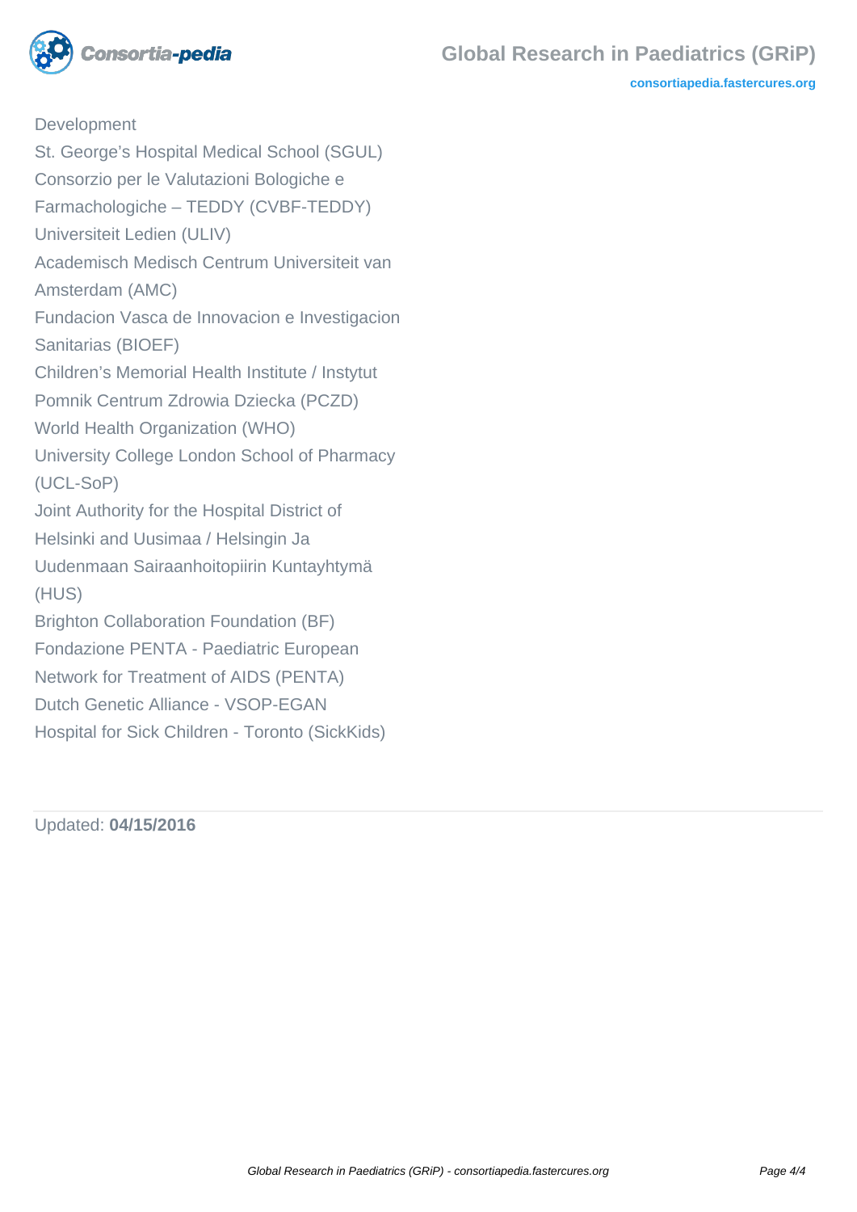Development

St. George's Hospital Medical School (SGUL)

Consorzio per le Valutazioni Bologiche e Farmachologiche – TEDDY (CVBF-TEDDY)

Universiteit Ledien (ULIV)

Academisch Medisch Centrum Universiteit van Amsterdam (AMC)

Fundacion Vasca de Innovacion e Investigacion Sanitarias (BIOEF)

Children's Memorial Health Institute / Instytut Pomnik Centrum Zdrowia Dziecka (PCZD)

World Health Organization (WHO)

University College London School of Pharmacy (UCL-SoP)

Joint Authority for the Hospital District of Helsinki and Uusimaa / Helsingin Ja Uudenmaan Sairaanhoitopiirin Kuntayhtymä (HUS)

Brighton Collaboration Foundation (BF)

Fondazione PENTA - Paediatric European Network for Treatment of AIDS (PENTA)

Dutch Genetic Alliance - VSOP-EGAN

Hospital for Sick Children - Toronto (SickKids)

---

Updated: **04/15/2016**